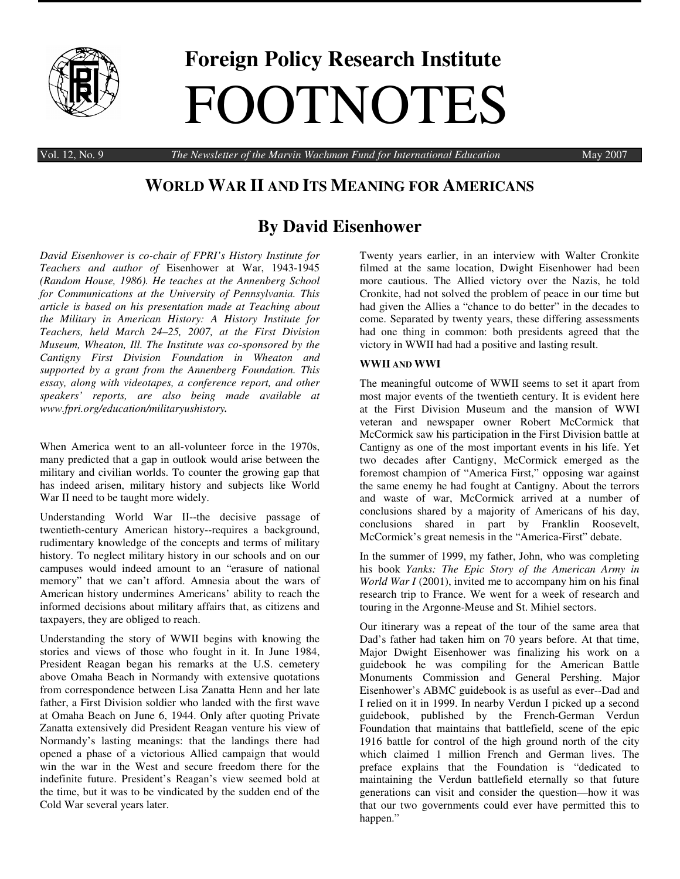# Foreign Policy Research Institute

# FOOTNOTES

Vol. 12, No. 9 — *The Newsletter of the Marvin Wachman Fund for International Education* — May 2007

## WORLD WAR II AND ITS MEANING FOR AMERICANS

## By David Eisenhower

*David Eisenhower is co-chair of FPRI's History Institute for Teachers and author of* Eisenhower at War, 1943-1945 *(Random House, 1986). He teaches at the Annenberg School for Communications at the University of Pennsylvania. This article is based on his presentation made at Teaching about the Military in American History: A History Institute for Teachers, held March 24–25, 2007, at the First Division Museum, Wheaton, Ill. The Institute was co-sponsored by the Cantigny First Division Foundation in Wheaton and supported by a grant from the Annenberg Foundation. This essay, along with videotapes, a conference report, and other speakers' reports, are also being made available at **www.fpri.org/education/militaryushistory.***

When America went to an all-volunteer force in the 1970s, many predicted that a gap in outlook would arise between the military and civilian worlds. To counter the growing gap that has indeed arisen, military history and subjects like World War II need to be taught more widely.

Understanding World War II--the decisive passage of twentieth-century American history--requires a background, rudimentary knowledge of the concepts and terms of military history. To neglect military history in our schools and on our campuses would indeed amount to an "erasure of national memory" that we can't afford. Amnesia about the wars of American history undermines Americans' ability to reach the informed decisions about military affairs that, as citizens and taxpayers, they are obliged to reach.

Understanding the story of WWII begins with knowing the stories and views of those who fought in it. In June 1984, President Reagan began his remarks at the U.S. cemetery above Omaha Beach in Normandy with extensive quotations from correspondence between Lisa Zanatta Henn and her late father, a First Division soldier who landed with the first wave at Omaha Beach on June 6, 1944. Only after quoting Private Zanatta extensively did President Reagan venture his view of Normandy's lasting meanings: that the landings there had opened a phase of a victorious Allied campaign that would win the war in the West and secure freedom there for the indefinite future. President's Reagan's view seemed bold at the time, but it was to be vindicated by the sudden end of the Cold War several years later.

Twenty years earlier, in an interview with Walter Cronkite filmed at the same location, Dwight Eisenhower had been more cautious. The Allied victory over the Nazis, he told Cronkite, had not solved the problem of peace in our time but had given the Allies a "chance to do better" in the decades to come. Separated by twenty years, these differing assessments had one thing in common: both presidents agreed that the victory in WWII had had a positive and lasting result.

### WWII AND WWI

The meaningful outcome of WWII seems to set it apart from most major events of the twentieth century. It is evident here at the First Division Museum and the mansion of WWI veteran and newspaper owner Robert McCormick that McCormick saw his participation in the First Division battle at Cantigny as one of the most important events in his life. Yet two decades after Cantigny, McCormick emerged as the foremost champion of "America First," opposing war against the same enemy he had fought at Cantigny. About the terrors and waste of war, McCormick arrived at a number of conclusions shared by a majority of Americans of his day, conclusions shared in part by Franklin Roosevelt, McCormick's great nemesis in the "America-First" debate.

In the summer of 1999, my father, John, who was completing his book *Yanks: The Epic Story of the American Army in World War I* (2001), invited me to accompany him on his final research trip to France. We went for a week of research and touring in the Argonne-Meuse and St. Mihiel sectors.

Our itinerary was a repeat of the tour of the same area that Dad's father had taken him on 70 years before. At that time, Major Dwight Eisenhower was finalizing his work on a guidebook he was compiling for the American Battle Monuments Commission and General Pershing. Major Eisenhower's ABMC guidebook is as useful as ever--Dad and I relied on it in 1999. In nearby Verdun I picked up a second guidebook, published by the French-German Verdun Foundation that maintains that battlefield, scene of the epic 1916 battle for control of the high ground north of the city which claimed 1 million French and German lives. The preface explains that the Foundation is "dedicated to maintaining the Verdun battlefield eternally so that future generations can visit and consider the question—how it was that our two governments could ever have permitted this to happen."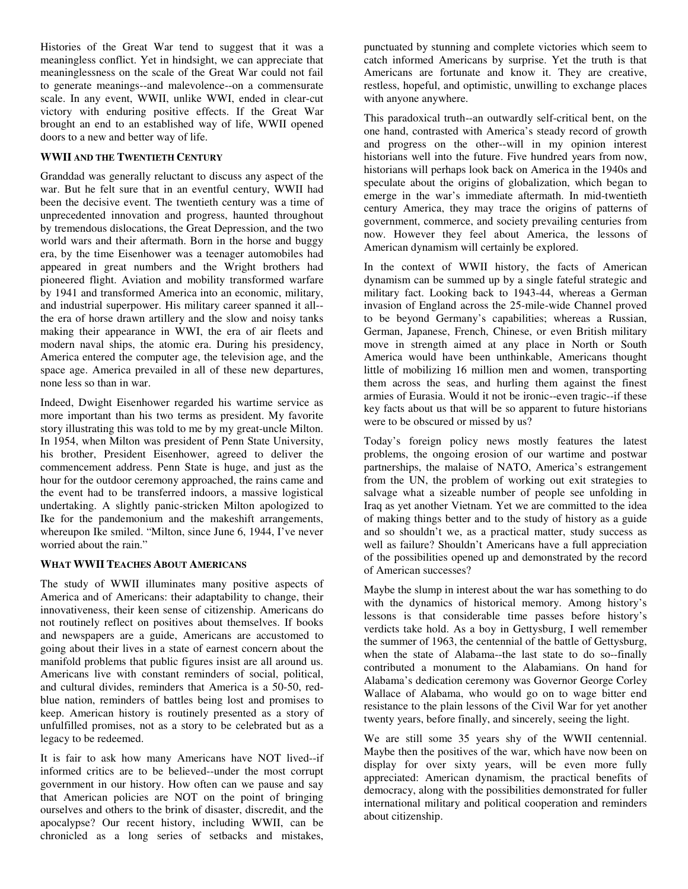Histories of the Great War tend to suggest that it was a meaningless conflict. Yet in hindsight, we can appreciate that meaninglessness on the scale of the Great War could not fail to generate meanings--and malevolence--on a commensurate scale. In any event, WWII, unlike WWI, ended in clear-cut victory with enduring positive effects. If the Great War brought an end to an established way of life, WWII opened doors to a new and better way of life.

### WWII AND THE TWENTIETH CENTURY

Granddad was generally reluctant to discuss any aspect of the war. But he felt sure that in an eventful century, WWII had been the decisive event. The twentieth century was a time of unprecedented innovation and progress, haunted throughout by tremendous dislocations, the Great Depression, and the two world wars and their aftermath. Born in the horse and buggy era, by the time Eisenhower was a teenager automobiles had appeared in great numbers and the Wright brothers had pioneered flight. Aviation and mobility transformed warfare by 1941 and transformed America into an economic, military, and industrial superpower. His military career spanned it all--the era of horse drawn artillery and the slow and noisy tanks making their appearance in WWI, the era of air fleets and modern naval ships, the atomic era. During his presidency, America entered the computer age, the television age, and the space age. America prevailed in all of these new departures, none less so than in war.

Indeed, Dwight Eisenhower regarded his wartime service as more important than his two terms as president. My favorite story illustrating this was told to me by my great-uncle Milton. In 1954, when Milton was president of Penn State University, his brother, President Eisenhower, agreed to deliver the commencement address. Penn State is huge, and just as the hour for the outdoor ceremony approached, the rains came and the event had to be transferred indoors, a massive logistical undertaking. A slightly panic-stricken Milton apologized to Ike for the pandemonium and the makeshift arrangements, whereupon Ike smiled. "Milton, since June 6, 1944, I've never worried about the rain."

### WHAT WWII TEACHES ABOUT AMERICANS

The study of WWII illuminates many positive aspects of America and of Americans: their adaptability to change, their innovativeness, their keen sense of citizenship. Americans do not routinely reflect on positives about themselves. If books and newspapers are a guide, Americans are accustomed to going about their lives in a state of earnest concern about the manifold problems that public figures insist are all around us. Americans live with constant reminders of social, political, and cultural divides, reminders that America is a 50-50, red-blue nation, reminders of battles being lost and promises to keep. American history is routinely presented as a story of unfulfilled promises, not as a story to be celebrated but as a legacy to be redeemed.

It is fair to ask how many Americans have NOT lived--if informed critics are to be believed--under the most corrupt government in our history. How often can we pause and say that American policies are NOT on the point of bringing ourselves and others to the brink of disaster, discredit, and the apocalypse? Our recent history, including WWII, can be chronicled as a long series of setbacks and mistakes, punctuated by stunning and complete victories which seem to catch informed Americans by surprise. Yet the truth is that Americans are fortunate and know it. They are creative, restless, hopeful, and optimistic, unwilling to exchange places with anyone anywhere.

This paradoxical truth--an outwardly self-critical bent, on the one hand, contrasted with America's steady record of growth and progress on the other--will in my opinion interest historians well into the future. Five hundred years from now, historians will perhaps look back on America in the 1940s and speculate about the origins of globalization, which began to emerge in the war's immediate aftermath. In mid-twentieth century America, they may trace the origins of patterns of government, commerce, and society prevailing centuries from now. However they feel about America, the lessons of American dynamism will certainly be explored.

In the context of WWII history, the facts of American dynamism can be summed up by a single fateful strategic and military fact. Looking back to 1943-44, whereas a German invasion of England across the 25-mile-wide Channel proved to be beyond Germany's capabilities; whereas a Russian, German, Japanese, French, Chinese, or even British military move in strength aimed at any place in North or South America would have been unthinkable, Americans thought little of mobilizing 16 million men and women, transporting them across the seas, and hurling them against the finest armies of Eurasia. Would it not be ironic--even tragic--if these key facts about us that will be so apparent to future historians were to be obscured or missed by us?

Today's foreign policy news mostly features the latest problems, the ongoing erosion of our wartime and postwar partnerships, the malaise of NATO, America's estrangement from the UN, the problem of working out exit strategies to salvage what a sizeable number of people see unfolding in Iraq as yet another Vietnam. Yet we are committed to the idea of making things better and to the study of history as a guide and so shouldn't we, as a practical matter, study success as well as failure? Shouldn't Americans have a full appreciation of the possibilities opened up and demonstrated by the record of American successes?

Maybe the slump in interest about the war has something to do with the dynamics of historical memory. Among history's lessons is that considerable time passes before history's verdicts take hold. As a boy in Gettysburg, I well remember the summer of 1963, the centennial of the battle of Gettysburg, when the state of Alabama--the last state to do so--finally contributed a monument to the Alabamians. On hand for Alabama's dedication ceremony was Governor George Corley Wallace of Alabama, who would go on to wage bitter end resistance to the plain lessons of the Civil War for yet another twenty years, before finally, and sincerely, seeing the light.

We are still some 35 years shy of the WWII centennial. Maybe then the positives of the war, which have now been on display for over sixty years, will be even more fully appreciated: American dynamism, the practical benefits of democracy, along with the possibilities demonstrated for fuller international military and political cooperation and reminders about citizenship.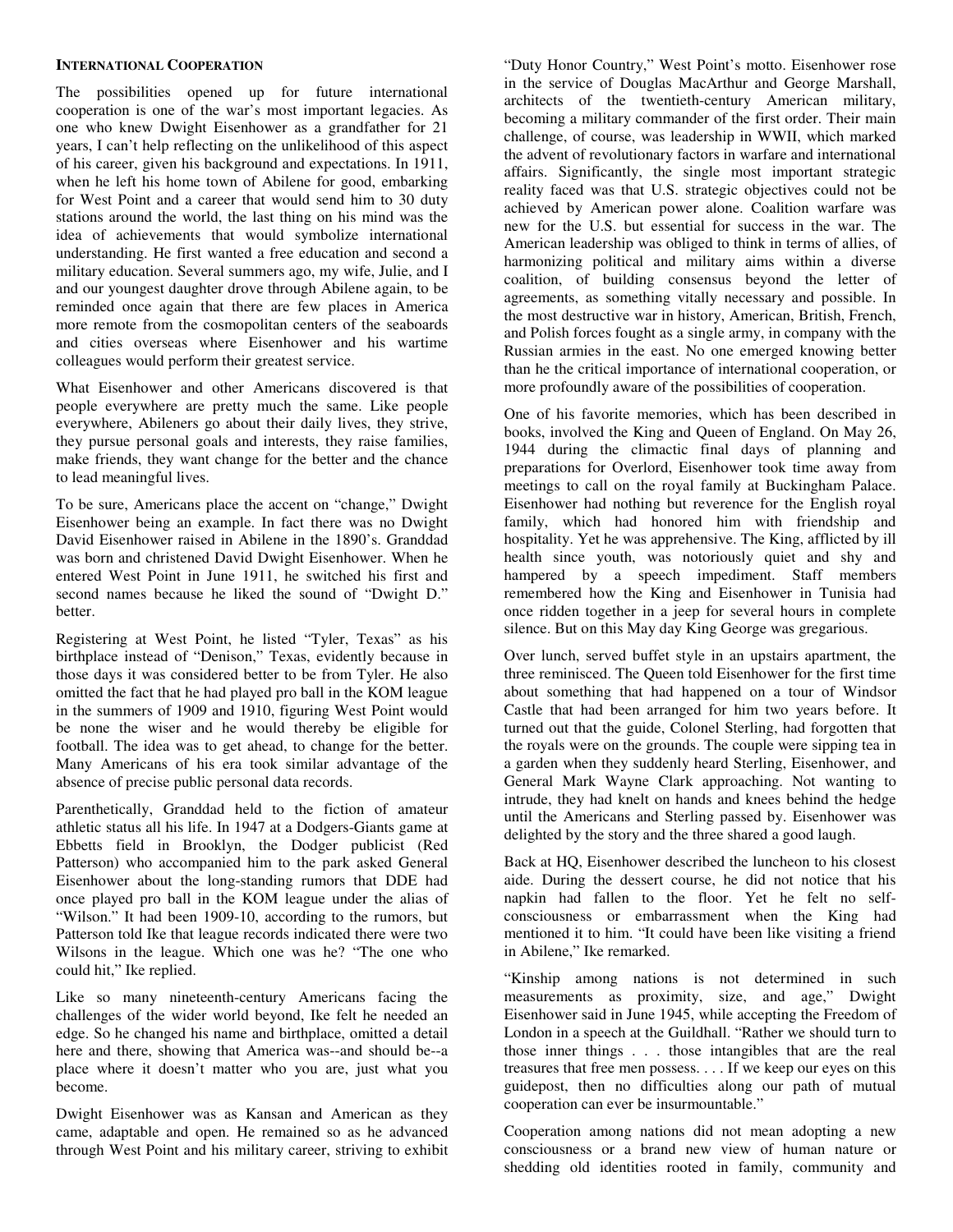### INTERNATIONAL COOPERATION

The possibilities opened up for future international cooperation is one of the war's most important legacies. As one who knew Dwight Eisenhower as a grandfather for 21 years, I can't help reflecting on the unlikelihood of this aspect of his career, given his background and expectations. In 1911, when he left his home town of Abilene for good, embarking for West Point and a career that would send him to 30 duty stations around the world, the last thing on his mind was the idea of achievements that would symbolize international understanding. He first wanted a free education and second a military education. Several summers ago, my wife, Julie, and I and our youngest daughter drove through Abilene again, to be reminded once again that there are few places in America more remote from the cosmopolitan centers of the seaboards and cities overseas where Eisenhower and his wartime colleagues would perform their greatest service.

What Eisenhower and other Americans discovered is that people everywhere are pretty much the same. Like people everywhere, Abileners go about their daily lives, they strive, they pursue personal goals and interests, they raise families, make friends, they want change for the better and the chance to lead meaningful lives.

To be sure, Americans place the accent on "change," Dwight Eisenhower being an example. In fact there was no Dwight David Eisenhower raised in Abilene in the 1890's. Granddad was born and christened David Dwight Eisenhower. When he entered West Point in June 1911, he switched his first and second names because he liked the sound of "Dwight D." better.

Registering at West Point, he listed "Tyler, Texas" as his birthplace instead of "Denison," Texas, evidently because in those days it was considered better to be from Tyler. He also omitted the fact that he had played pro ball in the KOM league in the summers of 1909 and 1910, figuring West Point would be none the wiser and he would thereby be eligible for football. The idea was to get ahead, to change for the better. Many Americans of his era took similar advantage of the absence of precise public personal data records.

Parenthetically, Granddad held to the fiction of amateur athletic status all his life. In 1947 at a Dodgers-Giants game at Ebbetts field in Brooklyn, the Dodger publicist (Red Patterson) who accompanied him to the park asked General Eisenhower about the long-standing rumors that DDE had once played pro ball in the KOM league under the alias of "Wilson." It had been 1909-10, according to the rumors, but Patterson told Ike that league records indicated there were two Wilsons in the league. Which one was he? "The one who could hit," Ike replied.

Like so many nineteenth-century Americans facing the challenges of the wider world beyond, Ike felt he needed an edge. So he changed his name and birthplace, omitted a detail here and there, showing that America was--and should be--a place where it doesn't matter who you are, just what you become.

Dwight Eisenhower was as Kansan and American as they came, adaptable and open. He remained so as he advanced through West Point and his military career, striving to exhibit "Duty Honor Country," West Point's motto. Eisenhower rose in the service of Douglas MacArthur and George Marshall, architects of the twentieth-century American military, becoming a military commander of the first order. Their main challenge, of course, was leadership in WWII, which marked the advent of revolutionary factors in warfare and international affairs. Significantly, the single most important strategic reality faced was that U.S. strategic objectives could not be achieved by American power alone. Coalition warfare was new for the U.S. but essential for success in the war. The American leadership was obliged to think in terms of allies, of harmonizing political and military aims within a diverse coalition, of building consensus beyond the letter of agreements, as something vitally necessary and possible. In the most destructive war in history, American, British, French, and Polish forces fought as a single army, in company with the Russian armies in the east. No one emerged knowing better than he the critical importance of international cooperation, or more profoundly aware of the possibilities of cooperation.

One of his favorite memories, which has been described in books, involved the King and Queen of England. On May 26, 1944 during the climactic final days of planning and preparations for Overlord, Eisenhower took time away from meetings to call on the royal family at Buckingham Palace. Eisenhower had nothing but reverence for the English royal family, which had honored him with friendship and hospitality. Yet he was apprehensive. The King, afflicted by ill health since youth, was notoriously quiet and shy and hampered by a speech impediment. Staff members remembered how the King and Eisenhower in Tunisia had once ridden together in a jeep for several hours in complete silence. But on this May day King George was gregarious.

Over lunch, served buffet style in an upstairs apartment, the three reminisced. The Queen told Eisenhower for the first time about something that had happened on a tour of Windsor Castle that had been arranged for him two years before. It turned out that the guide, Colonel Sterling, had forgotten that the royals were on the grounds. The couple were sipping tea in a garden when they suddenly heard Sterling, Eisenhower, and General Mark Wayne Clark approaching. Not wanting to intrude, they had knelt on hands and knees behind the hedge until the Americans and Sterling passed by. Eisenhower was delighted by the story and the three shared a good laugh.

Back at HQ, Eisenhower described the luncheon to his closest aide. During the dessert course, he did not notice that his napkin had fallen to the floor. Yet he felt no self-consciousness or embarrassment when the King had mentioned it to him. "It could have been like visiting a friend in Abilene," Ike remarked.

"Kinship among nations is not determined in such measurements as proximity, size, and age," Dwight Eisenhower said in June 1945, while accepting the Freedom of London in a speech at the Guildhall. "Rather we should turn to those inner things . . . those intangibles that are the real treasures that free men possess. . . . If we keep our eyes on this guidepost, then no difficulties along our path of mutual cooperation can ever be insurmountable."

Cooperation among nations did not mean adopting a new consciousness or a brand new view of human nature or shedding old identities rooted in family, community and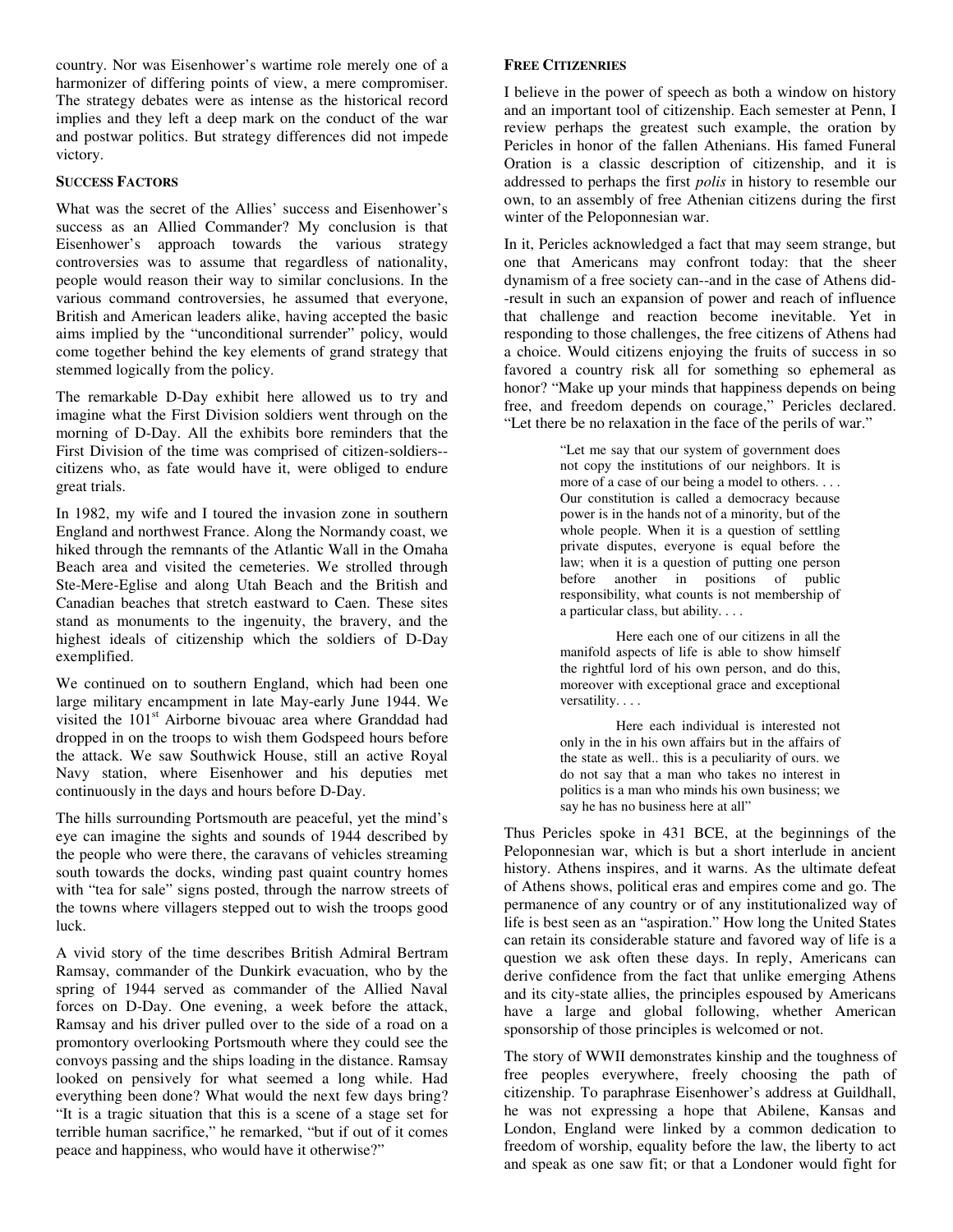country. Nor was Eisenhower's wartime role merely one of a harmonizer of differing points of view, a mere compromiser. The strategy debates were as intense as the historical record implies and they left a deep mark on the conduct of the war and postwar politics. But strategy differences did not impede victory.

### SUCCESS FACTORS

What was the secret of the Allies' success and Eisenhower's success as an Allied Commander? My conclusion is that Eisenhower's approach towards the various strategy controversies was to assume that regardless of nationality, people would reason their way to similar conclusions. In the various command controversies, he assumed that everyone, British and American leaders alike, having accepted the basic aims implied by the "unconditional surrender" policy, would come together behind the key elements of grand strategy that stemmed logically from the policy.

The remarkable D-Day exhibit here allowed us to try and imagine what the First Division soldiers went through on the morning of D-Day. All the exhibits bore reminders that the First Division of the time was comprised of citizen-soldiers--citizens who, as fate would have it, were obliged to endure great trials.

In 1982, my wife and I toured the invasion zone in southern England and northwest France. Along the Normandy coast, we hiked through the remnants of the Atlantic Wall in the Omaha Beach area and visited the cemeteries. We strolled through Ste-Mere-Eglise and along Utah Beach and the British and Canadian beaches that stretch eastward to Caen. These sites stand as monuments to the ingenuity, the bravery, and the highest ideals of citizenship which the soldiers of D-Day exemplified.

We continued on to southern England, which had been one large military encampment in late May-early June 1944. We visited the 101st Airborne bivouac area where Granddad had dropped in on the troops to wish them Godspeed hours before the attack. We saw Southwick House, still an active Royal Navy station, where Eisenhower and his deputies met continuously in the days and hours before D-Day.

The hills surrounding Portsmouth are peaceful, yet the mind's eye can imagine the sights and sounds of 1944 described by the people who were there, the caravans of vehicles streaming south towards the docks, winding past quaint country homes with "tea for sale" signs posted, through the narrow streets of the towns where villagers stepped out to wish the troops good luck.

A vivid story of the time describes British Admiral Bertram Ramsay, commander of the Dunkirk evacuation, who by the spring of 1944 served as commander of the Allied Naval forces on D-Day. One evening, a week before the attack, Ramsay and his driver pulled over to the side of a road on a promontory overlooking Portsmouth where they could see the convoys passing and the ships loading in the distance. Ramsay looked on pensively for what seemed a long while. Had everything been done? What would the next few days bring? "It is a tragic situation that this is a scene of a stage set for terrible human sacrifice," he remarked, "but if out of it comes peace and happiness, who would have it otherwise?"

### FREE CITIZENRIES

I believe in the power of speech as both a window on history and an important tool of citizenship. Each semester at Penn, I review perhaps the greatest such example, the oration by Pericles in honor of the fallen Athenians. His famed Funeral Oration is a classic description of citizenship, and it is addressed to perhaps the first *polis* in history to resemble our own, to an assembly of free Athenian citizens during the first winter of the Peloponnesian war.

In it, Pericles acknowledged a fact that may seem strange, but one that Americans may confront today: that the sheer dynamism of a free society can--and in the case of Athens did--result in such an expansion of power and reach of influence that challenge and reaction become inevitable. Yet in responding to those challenges, the free citizens of Athens had a choice. Would citizens enjoying the fruits of success in so favored a country risk all for something so ephemeral as honor? "Make up your minds that happiness depends on being free, and freedom depends on courage," Pericles declared. "Let there be no relaxation in the face of the perils of war."

> "Let me say that our system of government does not copy the institutions of our neighbors. It is more of a case of our being a model to others. . . . Our constitution is called a democracy because power is in the hands not of a minority, but of the whole people. When it is a question of settling private disputes, everyone is equal before the law; when it is a question of putting one person before another in positions of public responsibility, what counts is not membership of a particular class, but ability. . . .
>
> Here each one of our citizens in all the manifold aspects of life is able to show himself the rightful lord of his own person, and do this, moreover with exceptional grace and exceptional versatility. . . .
>
> Here each individual is interested not only in the in his own affairs but in the affairs of the state as well.. this is a peculiarity of ours. we do not say that a man who takes no interest in politics is a man who minds his own business; we say he has no business here at all"

Thus Pericles spoke in 431 BCE, at the beginnings of the Peloponnesian war, which is but a short interlude in ancient history. Athens inspires, and it warns. As the ultimate defeat of Athens shows, political eras and empires come and go. The permanence of any country or of any institutionalized way of life is best seen as an "aspiration." How long the United States can retain its considerable stature and favored way of life is a question we ask often these days. In reply, Americans can derive confidence from the fact that unlike emerging Athens and its city-state allies, the principles espoused by Americans have a large and global following, whether American sponsorship of those principles is welcomed or not.

The story of WWII demonstrates kinship and the toughness of free peoples everywhere, freely choosing the path of citizenship. To paraphrase Eisenhower's address at Guildhall, he was not expressing a hope that Abilene, Kansas and London, England were linked by a common dedication to freedom of worship, equality before the law, the liberty to act and speak as one saw fit; or that a Londoner would fight for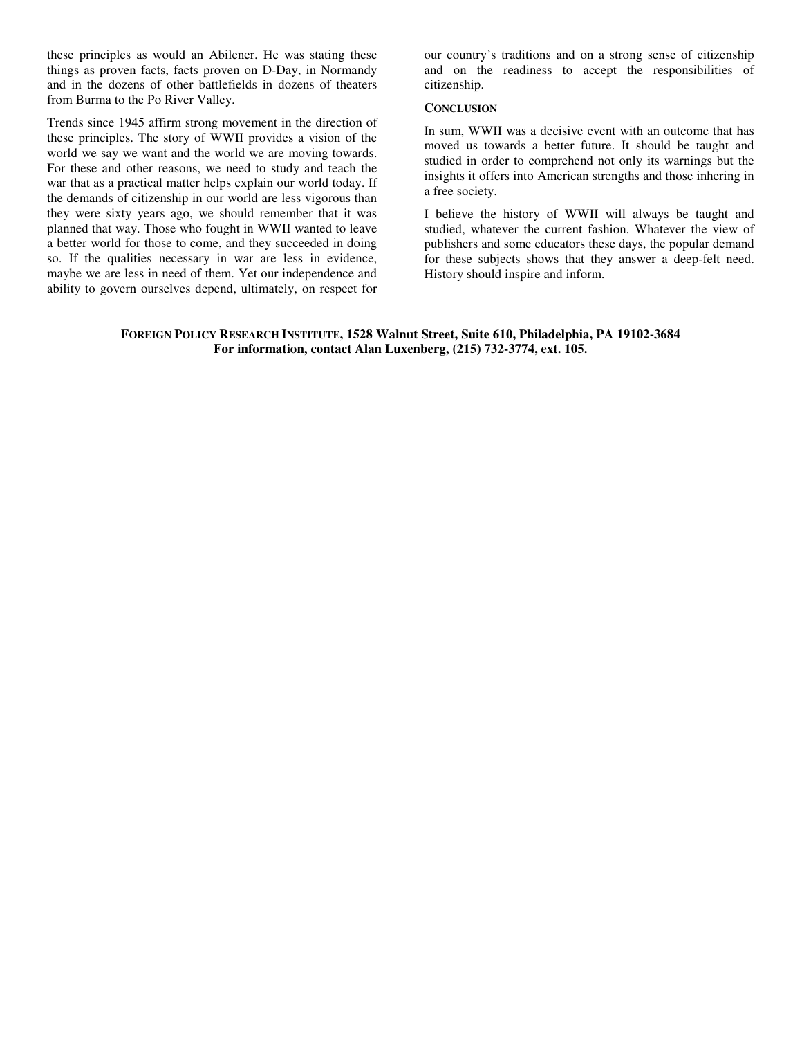these principles as would an Abilener. He was stating these things as proven facts, facts proven on D-Day, in Normandy and in the dozens of other battlefields in dozens of theaters from Burma to the Po River Valley.

Trends since 1945 affirm strong movement in the direction of these principles. The story of WWII provides a vision of the world we say we want and the world we are moving towards. For these and other reasons, we need to study and teach the war that as a practical matter helps explain our world today. If the demands of citizenship in our world are less vigorous than they were sixty years ago, we should remember that it was planned that way. Those who fought in WWII wanted to leave a better world for those to come, and they succeeded in doing so. If the qualities necessary in war are less in evidence, maybe we are less in need of them. Yet our independence and ability to govern ourselves depend, ultimately, on respect for our country's traditions and on a strong sense of citizenship and on the readiness to accept the responsibilities of citizenship.

## CONCLUSION

In sum, WWII was a decisive event with an outcome that has moved us towards a better future. It should be taught and studied in order to comprehend not only its warnings but the insights it offers into American strengths and those inhering in a free society.

I believe the history of WWII will always be taught and studied, whatever the current fashion. Whatever the view of publishers and some educators these days, the popular demand for these subjects shows that they answer a deep-felt need. History should inspire and inform.

**FOREIGN POLICY RESEARCH INSTITUTE, 1528 Walnut Street, Suite 610, Philadelphia, PA 19102-3684**
**For information, contact Alan Luxenberg, (215) 732-3774, ext. 105.**